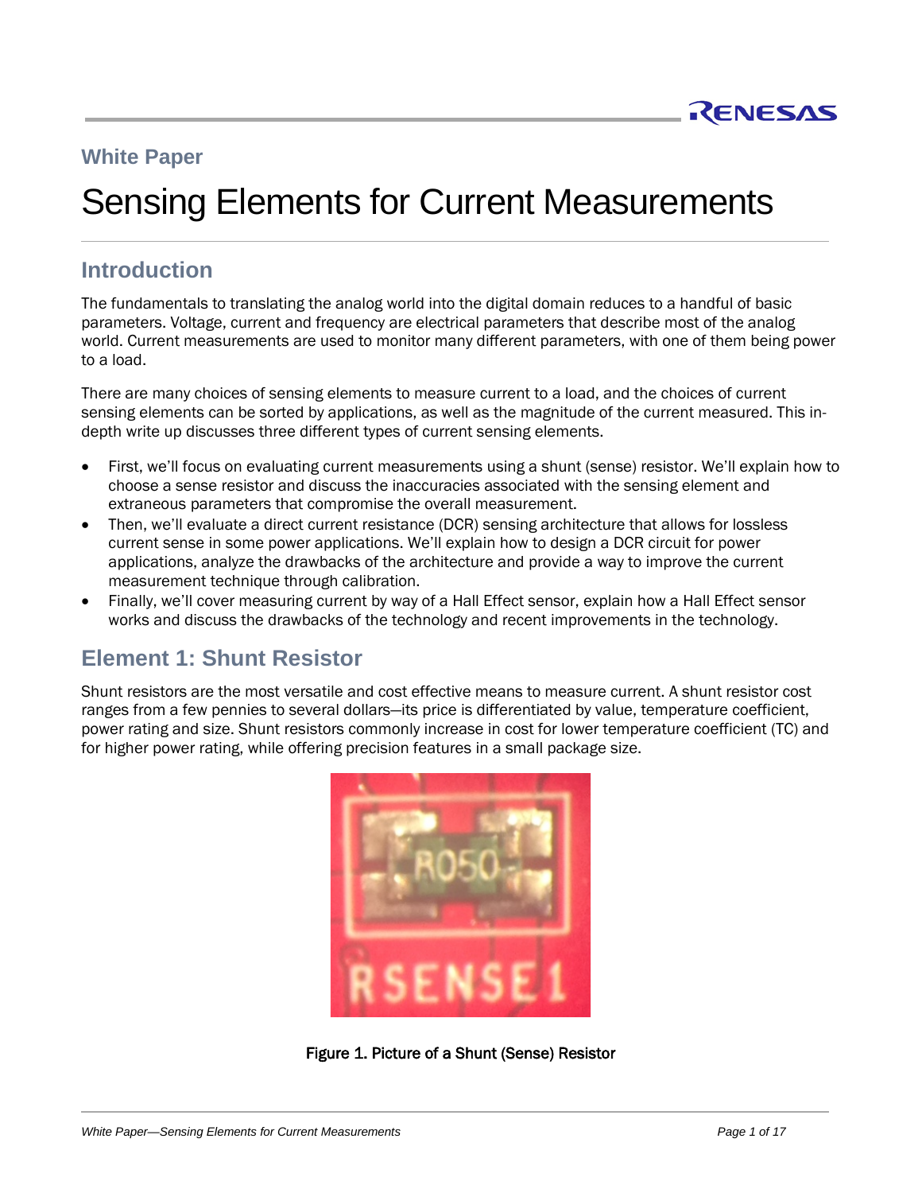White Paper

# Sensing Elements for Current Measurements

## Introduction

The fundamentals to translating the analog world into the digital domain reduces to a handful of basic parameters. Voltage, current and frequency are electrical parameters that describe most of the analog world. Current measurements are used to monitor many different parameters, with one of them being power to a load.

There are many choices of sensing elements to measure current to a load, and the choices of current sensing elements can be sorted by applications, as well as the magnitude of the current measured. This in-depth write up discusses three different types of current sensing elements.

- First, we'll focus on evaluating current measurements using a shunt (sense) resistor. We'll explain how to choose a sense resistor and discuss the inaccuracies associated with the sensing element and extraneous parameters that compromise the overall measurement.
- Then, we'll evaluate a direct current resistance (DCR) sensing architecture that allows for lossless current sense in some power applications. We'll explain how to design a DCR circuit for power applications, analyze the drawbacks of the architecture and provide a way to improve the current measurement technique through calibration.
- Finally, we'll cover measuring current by way of a Hall Effect sensor, explain how a Hall Effect sensor works and discuss the drawbacks of the technology and recent improvements in the technology.

## Element 1: Shunt Resistor

Shunt resistors are the most versatile and cost effective means to measure current. A shunt resistor cost ranges from a few pennies to several dollars—its price is differentiated by value, temperature coefficient, power rating and size. Shunt resistors commonly increase in cost for lower temperature coefficient (TC) and for higher power rating, while offering precision features in a small package size.

Figure 1. Picture of a Shunt (Sense) Resistor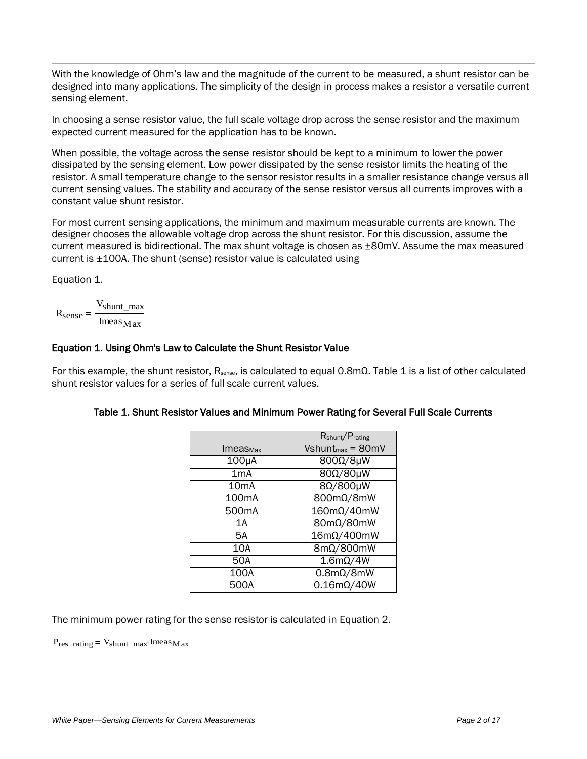With the knowledge of Ohm's law and the magnitude of the current to be measured, a shunt resistor can be designed into many applications. The simplicity of the design in process makes a resistor a versatile current sensing element.

In choosing a sense resistor value, the full scale voltage drop across the sense resistor and the maximum expected current measured for the application has to be known.

When possible, the voltage across the sense resistor should be kept to a minimum to lower the power dissipated by the sensing element. Low power dissipated by the sense resistor limits the heating of the resistor. A small temperature change to the sensor resistor results in a smaller resistance change versus all current sensing values. The stability and accuracy of the sense resistor versus all currents improves with a constant value shunt resistor.

For most current sensing applications, the minimum and maximum measurable currents are known. The designer chooses the allowable voltage drop across the shunt resistor. For this discussion, assume the current measured is bidirectional. The max shunt voltage is chosen as ±80mV. Assume the max measured current is ±100A. The shunt (sense) resistor value is calculated using

Equation 1.

$$R_{sense} = \frac{V_{shunt\_max}}{Imeas_{Max}}$$

**Equation 1. Using Ohm's Law to Calculate the Shunt Resistor Value**

For this example, the shunt resistor, $R_{sense}$, is calculated to equal 0.8mΩ. Table 1 is a list of other calculated shunt resistor values for a series of full scale current values.

**Table 1. Shunt Resistor Values and Minimum Power Rating for Several Full Scale Currents**

| | $R_{shunt}/P_{rating}$ |
|---|---|
| $Imeas_{Max}$ | $Vshunt_{max}$ = 80mV |
| 100µA | 800Ω/8µW |
| 1mA | 80Ω/80µW |
| 10mA | 8Ω/800µW |
| 100mA | 800mΩ/8mW |
| 500mA | 160mΩ/40mW |
| 1A | 80mΩ/80mW |
| 5A | 16mΩ/400mW |
| 10A | 8mΩ/800mW |
| 50A | 1.6mΩ/4W |
| 100A | 0.8mΩ/8mW |
| 500A | 0.16mΩ/40W |

The minimum power rating for the sense resistor is calculated in Equation 2.

$$P_{res\_rating} = V_{shunt\_max} \cdot Imeas_{Max}$$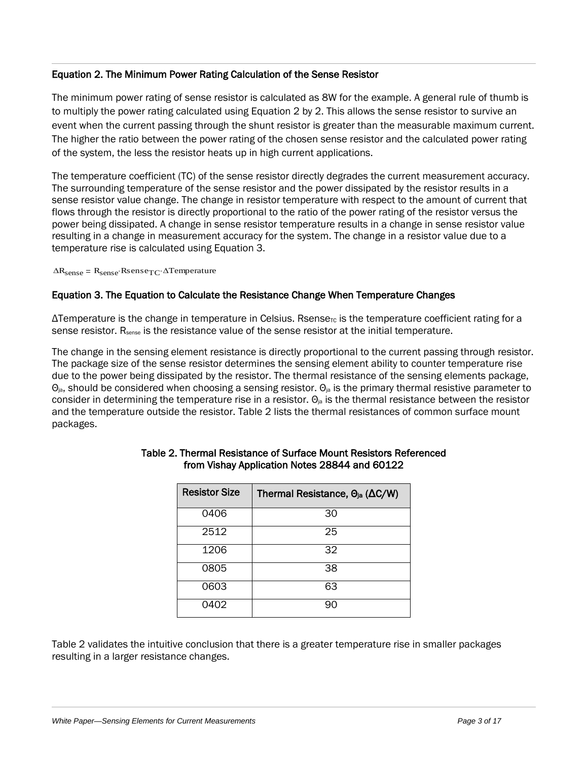### Equation 2. The Minimum Power Rating Calculation of the Sense Resistor

The minimum power rating of sense resistor is calculated as 8W for the example. A general rule of thumb is to multiply the power rating calculated using Equation 2 by 2. This allows the sense resistor to survive an event when the current passing through the shunt resistor is greater than the measurable maximum current. The higher the ratio between the power rating of the chosen sense resistor and the calculated power rating of the system, the less the resistor heats up in high current applications.

The temperature coefficient (TC) of the sense resistor directly degrades the current measurement accuracy. The surrounding temperature of the sense resistor and the power dissipated by the resistor results in a sense resistor value change. The change in resistor temperature with respect to the amount of current that flows through the resistor is directly proportional to the ratio of the power rating of the resistor versus the power being dissipated. A change in sense resistor temperature results in a change in sense resistor value resulting in a change in measurement accuracy for the system. The change in a resistor value due to a temperature rise is calculated using Equation 3.

$$\Delta R_{sense} = R_{sense} \cdot Rsense_{TC} \cdot \Delta Temperature$$

### Equation 3. The Equation to Calculate the Resistance Change When Temperature Changes

ΔTemperature is the change in temperature in Celsius. $Rsense_{TC}$ is the temperature coefficient rating for a sense resistor. $R_{sense}$ is the resistance value of the sense resistor at the initial temperature.

The change in the sensing element resistance is directly proportional to the current passing through resistor. The package size of the sense resistor determines the sensing element ability to counter temperature rise due to the power being dissipated by the resistor. The thermal resistance of the sensing elements package, $\Theta_{ja}$, should be considered when choosing a sensing resistor. $\Theta_{ja}$ is the primary thermal resistive parameter to consider in determining the temperature rise in a resistor. $\Theta_{ja}$ is the thermal resistance between the resistor and the temperature outside the resistor. Table 2 lists the thermal resistances of common surface mount packages.

**Table 2. Thermal Resistance of Surface Mount Resistors Referenced from Vishay Application Notes 28844 and 60122**

| Resistor Size | Thermal Resistance, $\Theta_{ja}$ (ΔC/W) |
|---|---|
| 0406 | 30 |
| 2512 | 25 |
| 1206 | 32 |
| 0805 | 38 |
| 0603 | 63 |
| 0402 | 90 |

Table 2 validates the intuitive conclusion that there is a greater temperature rise in smaller packages resulting in a larger resistance changes.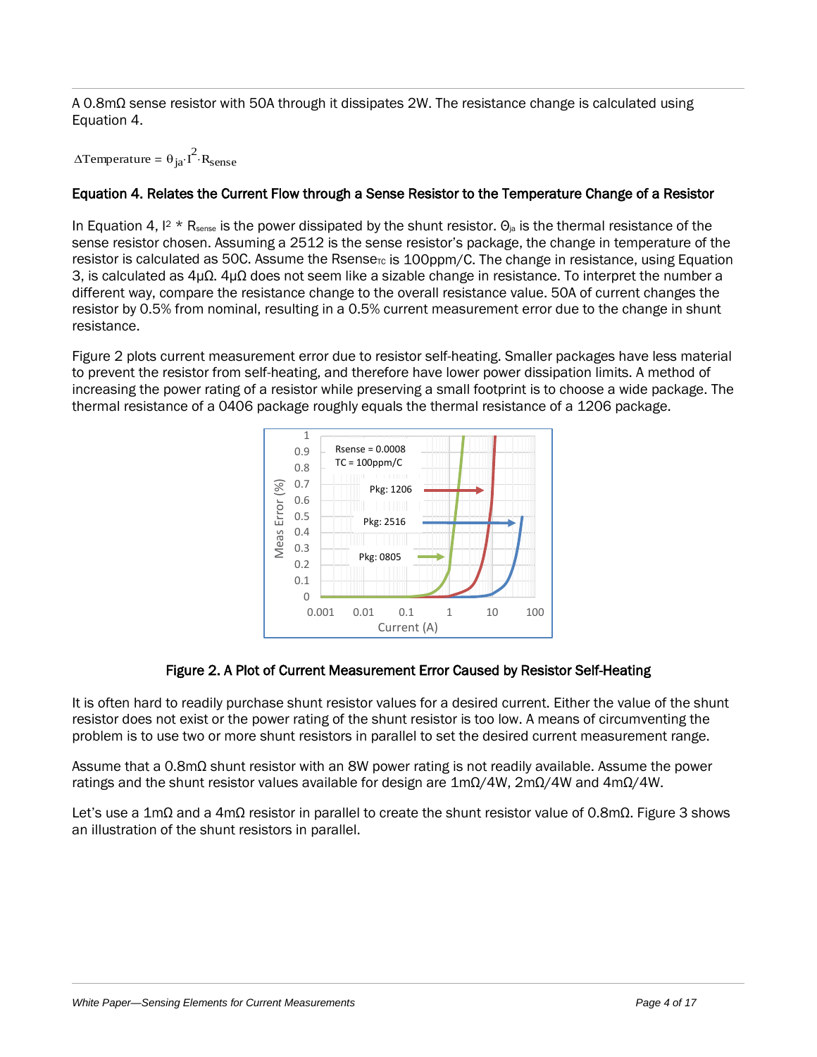A 0.8mΩ sense resistor with 50A through it dissipates 2W. The resistance change is calculated using Equation 4.

$$\Delta\text{Temperature} = \theta_{ja} \cdot I^2 \cdot R_{sense}$$

**Equation 4. Relates the Current Flow through a Sense Resistor to the Temperature Change of a Resistor**

In Equation 4, $I^2 * R_{sense}$ is the power dissipated by the shunt resistor. $\Theta_{ja}$ is the thermal resistance of the sense resistor chosen. Assuming a 2512 is the sense resistor's package, the change in temperature of the resistor is calculated as 50C. Assume the $Rsense_{TC}$ is 100ppm/C. The change in resistance, using Equation 3, is calculated as 4µΩ. 4µΩ does not seem like a sizable change in resistance. To interpret the number a different way, compare the resistance change to the overall resistance value. 50A of current changes the resistor by 0.5% from nominal, resulting in a 0.5% current measurement error due to the change in shunt resistance.

Figure 2 plots current measurement error due to resistor self-heating. Smaller packages have less material to prevent the resistor from self-heating, and therefore have lower power dissipation limits. A method of increasing the power rating of a resistor while preserving a small footprint is to choose a wide package. The thermal resistance of a 0406 package roughly equals the thermal resistance of a 1206 package.

**Figure 2. A Plot of Current Measurement Error Caused by Resistor Self-Heating**

It is often hard to readily purchase shunt resistor values for a desired current. Either the value of the shunt resistor does not exist or the power rating of the shunt resistor is too low. A means of circumventing the problem is to use two or more shunt resistors in parallel to set the desired current measurement range.

Assume that a 0.8mΩ shunt resistor with an 8W power rating is not readily available. Assume the power ratings and the shunt resistor values available for design are 1mΩ/4W, 2mΩ/4W and 4mΩ/4W.

Let's use a 1mΩ and a 4mΩ resistor in parallel to create the shunt resistor value of 0.8mΩ. Figure 3 shows an illustration of the shunt resistors in parallel.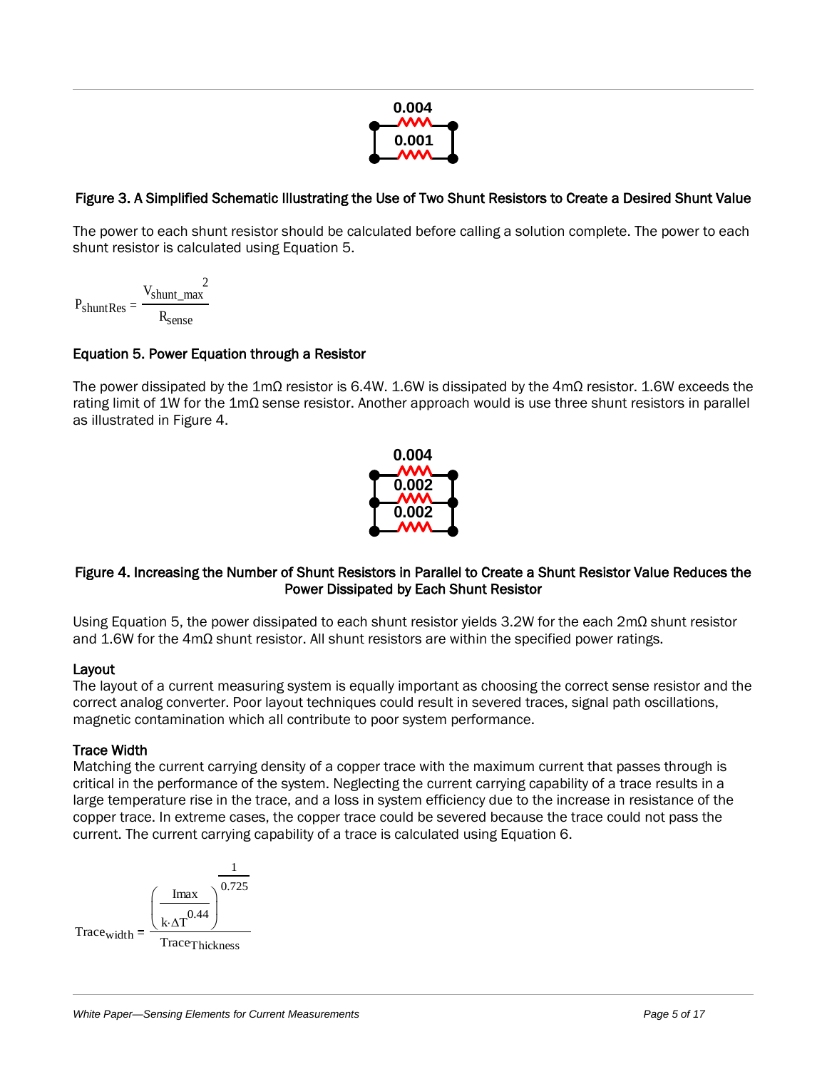0.004

0.001

Figure 3. A Simplified Schematic Illustrating the Use of Two Shunt Resistors to Create a Desired Shunt Value

The power to each shunt resistor should be calculated before calling a solution complete. The power to each shunt resistor is calculated using Equation 5.

$$P_{shuntRes} = \frac{V_{shunt\_max}^{\ 2}}{R_{sense}}$$

**Equation 5. Power Equation through a Resistor**

The power dissipated by the 1mΩ resistor is 6.4W. 1.6W is dissipated by the 4mΩ resistor. 1.6W exceeds the rating limit of 1W for the 1mΩ sense resistor. Another approach would is use three shunt resistors in parallel as illustrated in Figure 4.

0.004

0.002

0.002

Figure 4. Increasing the Number of Shunt Resistors in Parallel to Create a Shunt Resistor Value Reduces the Power Dissipated by Each Shunt Resistor

Using Equation 5, the power dissipated to each shunt resistor yields 3.2W for the each 2mΩ shunt resistor and 1.6W for the 4mΩ shunt resistor. All shunt resistors are within the specified power ratings.

### Layout

The layout of a current measuring system is equally important as choosing the correct sense resistor and the correct analog converter. Poor layout techniques could result in severed traces, signal path oscillations, magnetic contamination which all contribute to poor system performance.

### Trace Width

Matching the current carrying density of a copper trace with the maximum current that passes through is critical in the performance of the system. Neglecting the current carrying capability of a trace results in a large temperature rise in the trace, and a loss in system efficiency due to the increase in resistance of the copper trace. In extreme cases, the copper trace could be severed because the trace could not pass the current. The current carrying capability of a trace is calculated using Equation 6.

$$Trace_{width} = \frac{\left(\dfrac{Imax}{k \cdot \Delta T^{0.44}}\right)^{\frac{1}{0.725}}}{Trace_{Thickness}}$$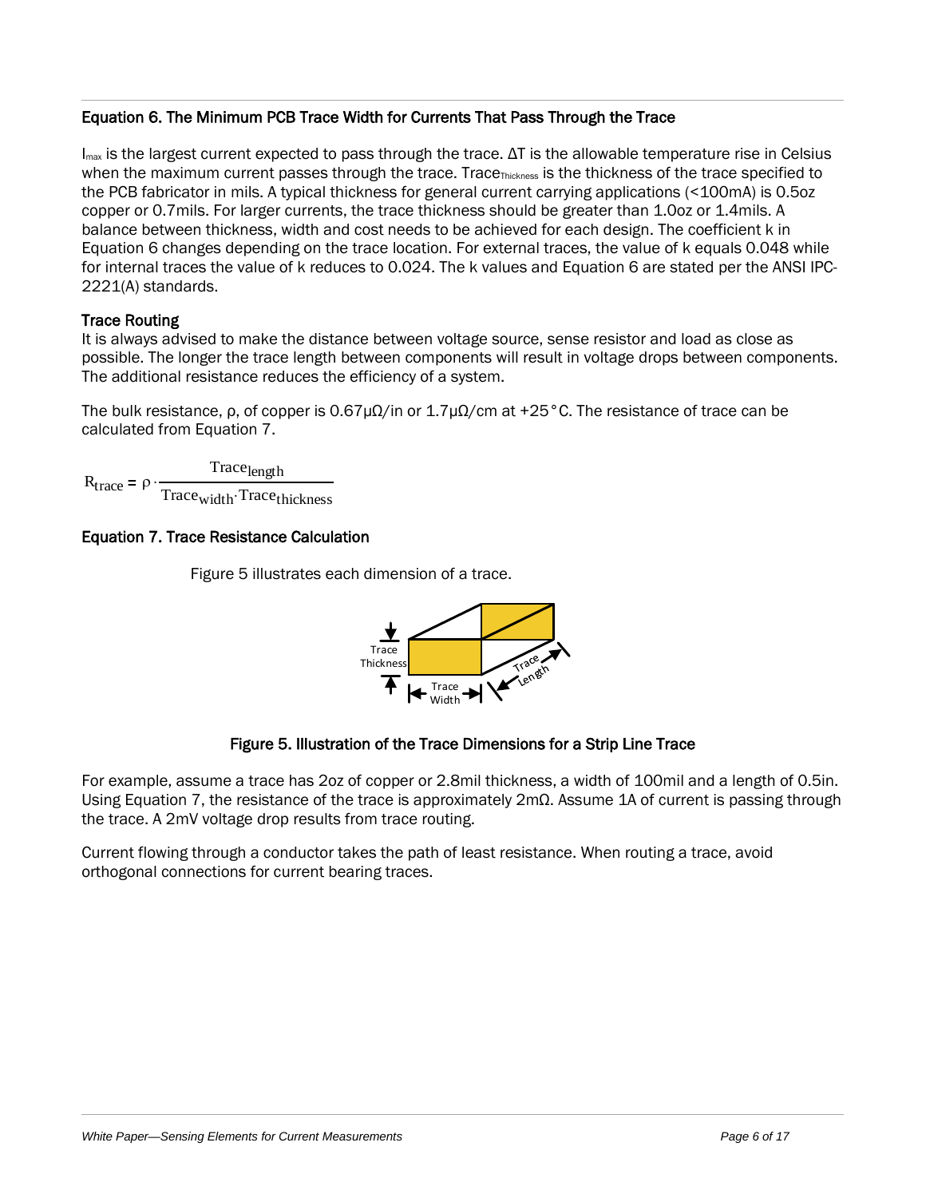### Equation 6. The Minimum PCB Trace Width for Currents That Pass Through the Trace

$I_{max}$ is the largest current expected to pass through the trace. ΔT is the allowable temperature rise in Celsius when the maximum current passes through the trace. $Trace_{Thickness}$ is the thickness of the trace specified to the PCB fabricator in mils. A typical thickness for general current carrying applications (<100mA) is 0.5oz copper or 0.7mils. For larger currents, the trace thickness should be greater than 1.0oz or 1.4mils. A balance between thickness, width and cost needs to be achieved for each design. The coefficient k in Equation 6 changes depending on the trace location. For external traces, the value of k equals 0.048 while for internal traces the value of k reduces to 0.024. The k values and Equation 6 are stated per the ANSI IPC-2221(A) standards.

### Trace Routing

It is always advised to make the distance between voltage source, sense resistor and load as close as possible. The longer the trace length between components will result in voltage drops between components. The additional resistance reduces the efficiency of a system.

The bulk resistance, ρ, of copper is 0.67µΩ/in or 1.7µΩ/cm at +25°C. The resistance of trace can be calculated from Equation 7.

$$R_{trace} = \rho \cdot \frac{Trace_{length}}{Trace_{width} \cdot Trace_{thickness}}$$

### Equation 7. Trace Resistance Calculation

Figure 5 illustrates each dimension of a trace.

Figure 5. Illustration of the Trace Dimensions for a Strip Line Trace

For example, assume a trace has 2oz of copper or 2.8mil thickness, a width of 100mil and a length of 0.5in. Using Equation 7, the resistance of the trace is approximately 2mΩ. Assume 1A of current is passing through the trace. A 2mV voltage drop results from trace routing.

Current flowing through a conductor takes the path of least resistance. When routing a trace, avoid orthogonal connections for current bearing traces.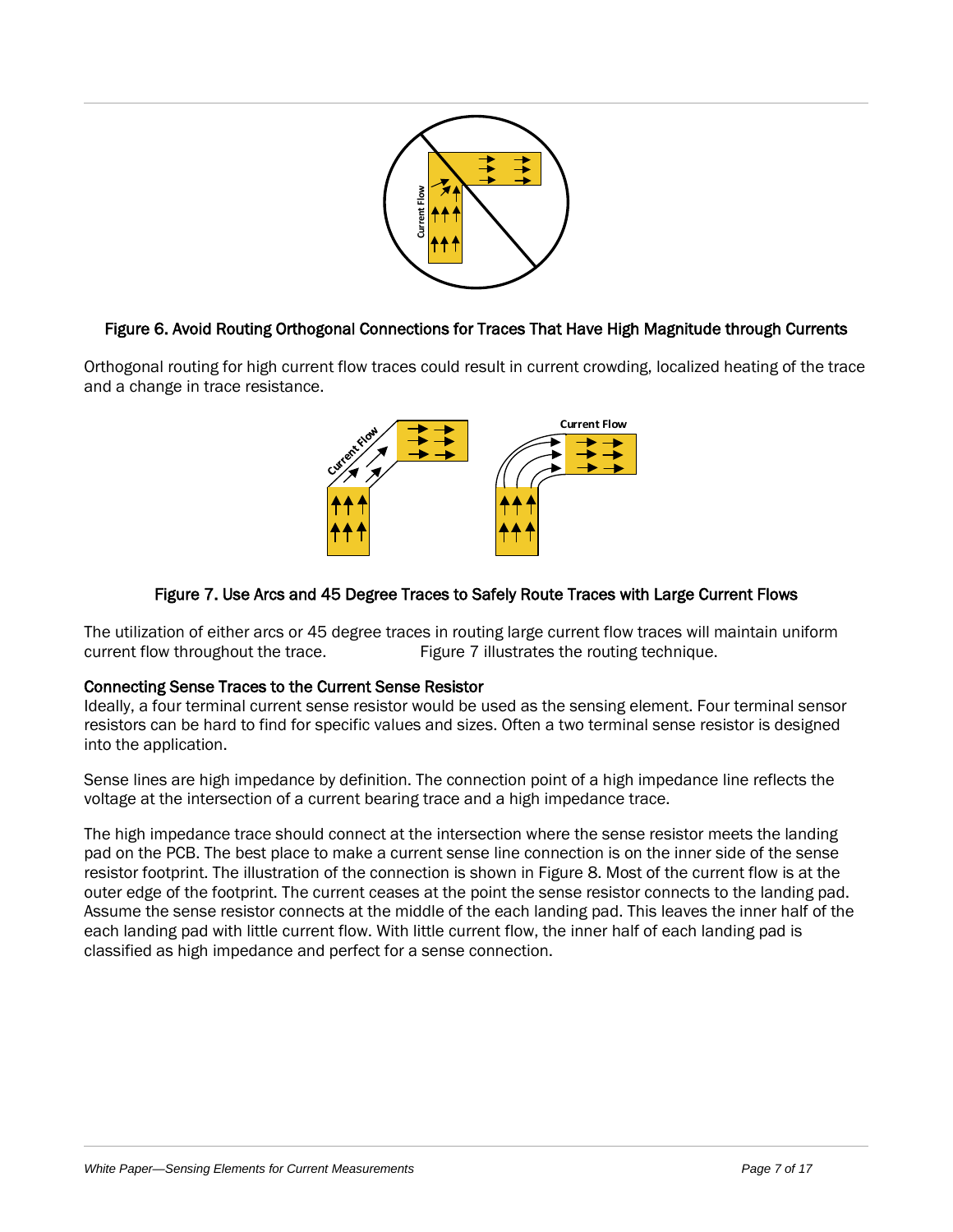Figure 6. Avoid Routing Orthogonal Connections for Traces That Have High Magnitude through Currents

Orthogonal routing for high current flow traces could result in current crowding, localized heating of the trace and a change in trace resistance.

Figure 7. Use Arcs and 45 Degree Traces to Safely Route Traces with Large Current Flows

The utilization of either arcs or 45 degree traces in routing large current flow traces will maintain uniform current flow throughout the trace. Figure 7 illustrates the routing technique.

### Connecting Sense Traces to the Current Sense Resistor

Ideally, a four terminal current sense resistor would be used as the sensing element. Four terminal sensor resistors can be hard to find for specific values and sizes. Often a two terminal sense resistor is designed into the application.

Sense lines are high impedance by definition. The connection point of a high impedance line reflects the voltage at the intersection of a current bearing trace and a high impedance trace.

The high impedance trace should connect at the intersection where the sense resistor meets the landing pad on the PCB. The best place to make a current sense line connection is on the inner side of the sense resistor footprint. The illustration of the connection is shown in Figure 8. Most of the current flow is at the outer edge of the footprint. The current ceases at the point the sense resistor connects to the landing pad. Assume the sense resistor connects at the middle of the each landing pad. This leaves the inner half of the each landing pad with little current flow. With little current flow, the inner half of each landing pad is classified as high impedance and perfect for a sense connection.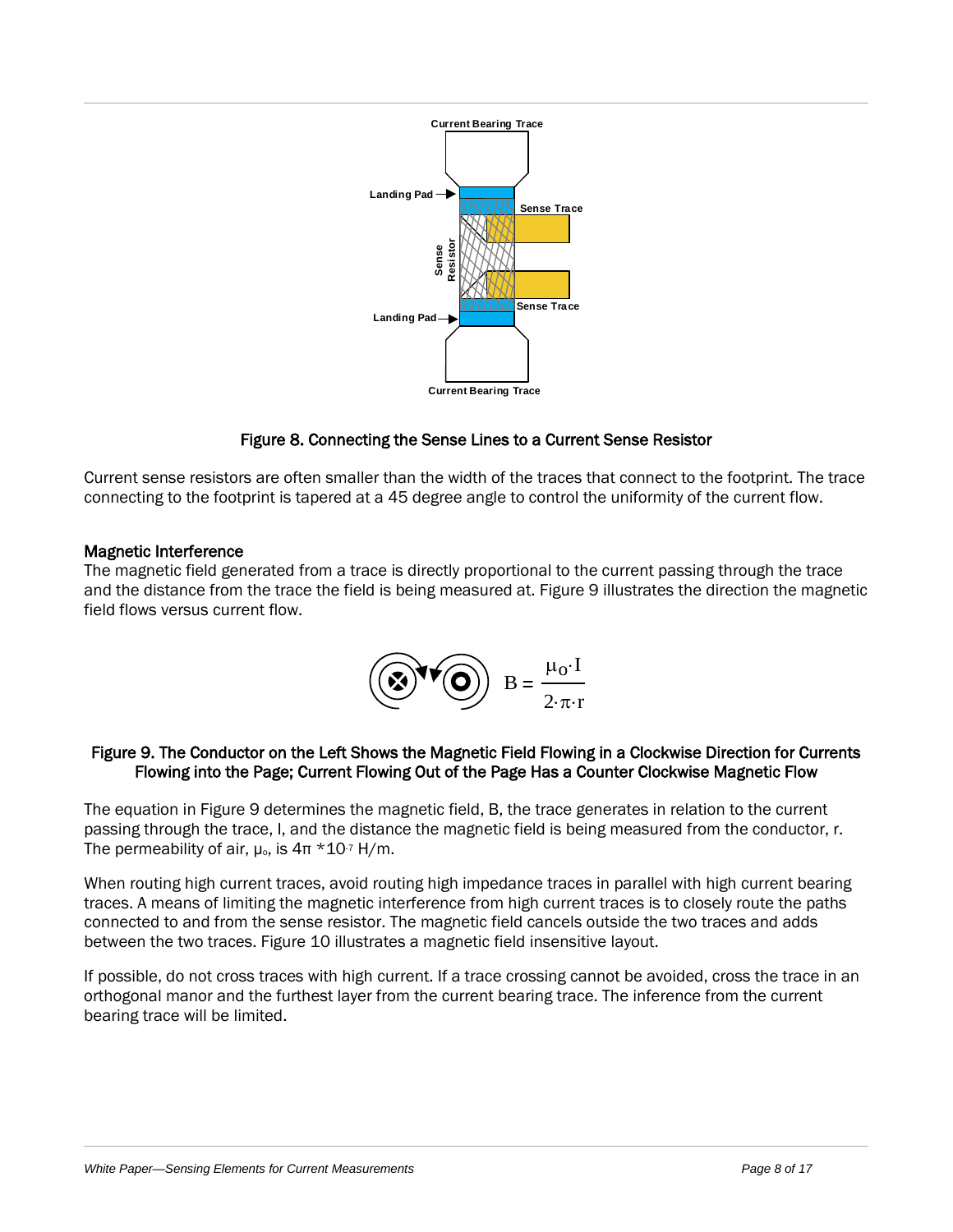Current Bearing Trace

Landing Pad

Sense Trace

Sense Resistor

Sense Trace

Landing Pad

Current Bearing Trace

Figure 8. Connecting the Sense Lines to a Current Sense Resistor

Current sense resistors are often smaller than the width of the traces that connect to the footprint. The trace connecting to the footprint is tapered at a 45 degree angle to control the uniformity of the current flow.

### Magnetic Interference

The magnetic field generated from a trace is directly proportional to the current passing through the trace and the distance from the trace the field is being measured at. Figure 9 illustrates the direction the magnetic field flows versus current flow.

$$B = \frac{\mu_0 \cdot I}{2 \cdot \pi \cdot r}$$

Figure 9. The Conductor on the Left Shows the Magnetic Field Flowing in a Clockwise Direction for Currents Flowing into the Page; Current Flowing Out of the Page Has a Counter Clockwise Magnetic Flow

The equation in Figure 9 determines the magnetic field, B, the trace generates in relation to the current passing through the trace, I, and the distance the magnetic field is being measured from the conductor, r. The permeability of air, $\mu_o$, is $4\pi * 10^{-7}$ H/m.

When routing high current traces, avoid routing high impedance traces in parallel with high current bearing traces. A means of limiting the magnetic interference from high current traces is to closely route the paths connected to and from the sense resistor. The magnetic field cancels outside the two traces and adds between the two traces. Figure 10 illustrates a magnetic field insensitive layout.

If possible, do not cross traces with high current. If a trace crossing cannot be avoided, cross the trace in an orthogonal manor and the furthest layer from the current bearing trace. The inference from the current bearing trace will be limited.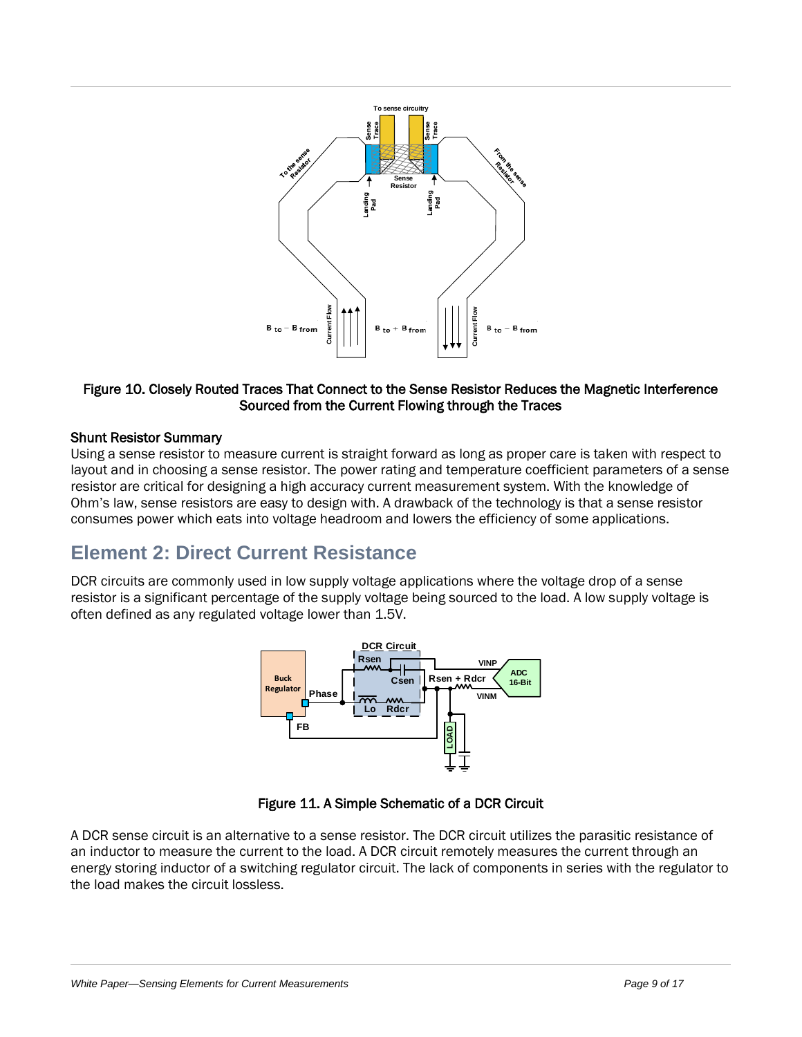Figure 10. Closely Routed Traces That Connect to the Sense Resistor Reduces the Magnetic Interference Sourced from the Current Flowing through the Traces

### Shunt Resistor Summary

Using a sense resistor to measure current is straight forward as long as proper care is taken with respect to layout and in choosing a sense resistor. The power rating and temperature coefficient parameters of a sense resistor are critical for designing a high accuracy current measurement system. With the knowledge of Ohm's law, sense resistors are easy to design with. A drawback of the technology is that a sense resistor consumes power which eats into voltage headroom and lowers the efficiency of some applications.

## Element 2: Direct Current Resistance

DCR circuits are commonly used in low supply voltage applications where the voltage drop of a sense resistor is a significant percentage of the supply voltage being sourced to the load. A low supply voltage is often defined as any regulated voltage lower than 1.5V.

Figure 11. A Simple Schematic of a DCR Circuit

A DCR sense circuit is an alternative to a sense resistor. The DCR circuit utilizes the parasitic resistance of an inductor to measure the current to the load. A DCR circuit remotely measures the current through an energy storing inductor of a switching regulator circuit. The lack of components in series with the regulator to the load makes the circuit lossless.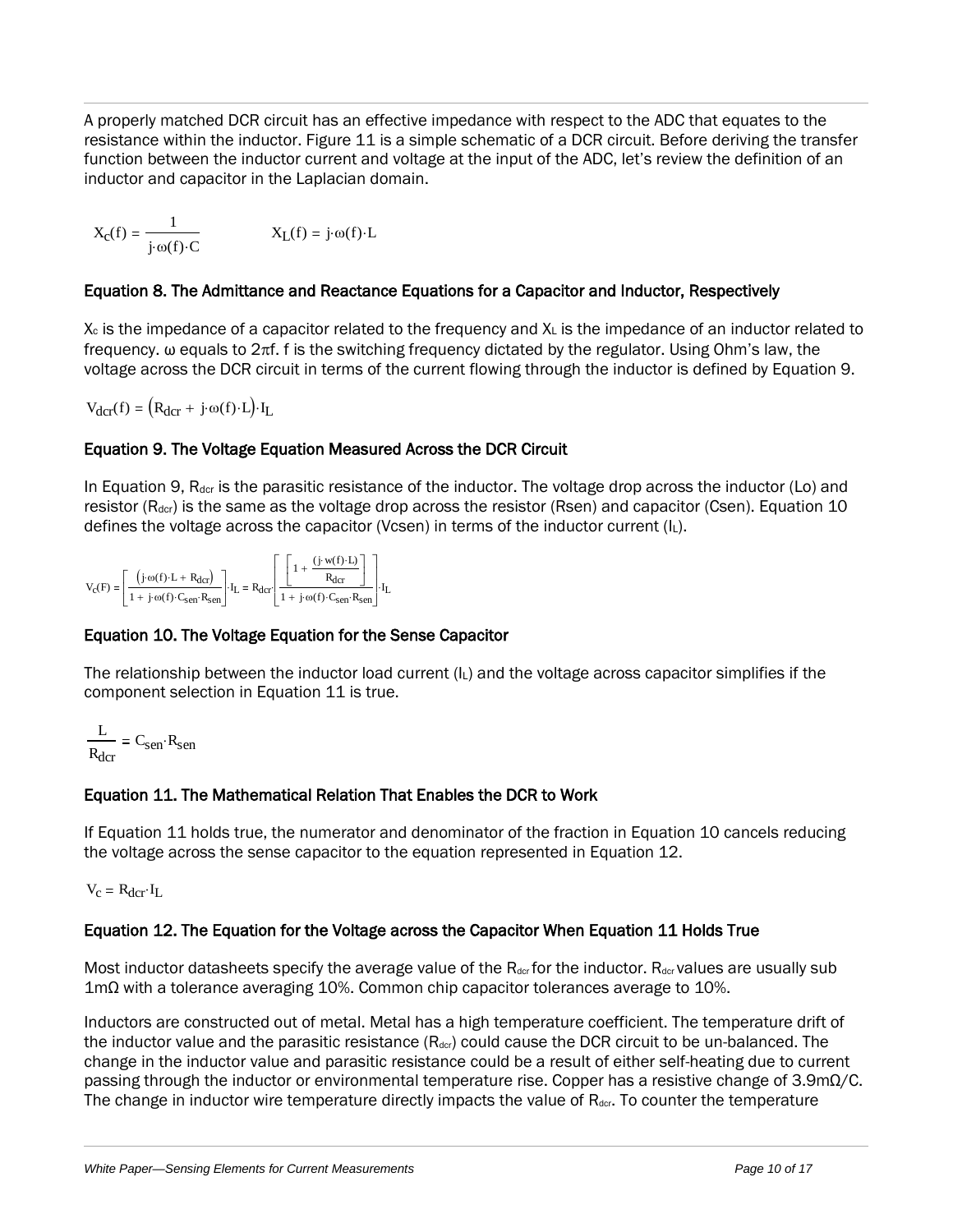A properly matched DCR circuit has an effective impedance with respect to the ADC that equates to the resistance within the inductor. Figure 11 is a simple schematic of a DCR circuit. Before deriving the transfer function between the inductor current and voltage at the input of the ADC, let's review the definition of an inductor and capacitor in the Laplacian domain.

$$X_C(f) = \frac{1}{j \cdot \omega(f) \cdot C} \qquad X_L(f) = j \cdot \omega(f) \cdot L$$

### Equation 8. The Admittance and Reactance Equations for a Capacitor and Inductor, Respectively

$X_c$ is the impedance of a capacitor related to the frequency and $X_L$ is the impedance of an inductor related to frequency. ω equals to 2πf. f is the switching frequency dictated by the regulator. Using Ohm's law, the voltage across the DCR circuit in terms of the current flowing through the inductor is defined by Equation 9.

$$V_{dcr}(f) = \left(R_{dcr} + j \cdot \omega(f) \cdot L\right) \cdot I_L$$

### Equation 9. The Voltage Equation Measured Across the DCR Circuit

In Equation 9, $R_{dcr}$ is the parasitic resistance of the inductor. The voltage drop across the inductor (Lo) and resistor ($R_{dcr}$) is the same as the voltage drop across the resistor (Rsen) and capacitor (Csen). Equation 10 defines the voltage across the capacitor (Vcsen) in terms of the inductor current ($I_L$).

$$V_c(F) = \left[\frac{\left(j \cdot \omega(f) \cdot L + R_{dcr}\right)}{1 + j \cdot \omega(f) \cdot C_{sen} \cdot R_{sen}}\right] \cdot I_L = R_{dcr} \cdot \left[\frac{\left[1 + \frac{(j \cdot w(f) \cdot L)}{R_{dcr}}\right]}{1 + j \cdot \omega(f) \cdot C_{sen} \cdot R_{sen}}\right] \cdot I_L$$

### Equation 10. The Voltage Equation for the Sense Capacitor

The relationship between the inductor load current ($I_L$) and the voltage across capacitor simplifies if the component selection in Equation 11 is true.

$$\frac{L}{R_{dcr}} = C_{sen} \cdot R_{sen}$$

### Equation 11. The Mathematical Relation That Enables the DCR to Work

If Equation 11 holds true, the numerator and denominator of the fraction in Equation 10 cancels reducing the voltage across the sense capacitor to the equation represented in Equation 12.

$$V_c = R_{dcr} \cdot I_L$$

### Equation 12. The Equation for the Voltage across the Capacitor When Equation 11 Holds True

Most inductor datasheets specify the average value of the $R_{dcr}$ for the inductor. $R_{dcr}$ values are usually sub 1mΩ with a tolerance averaging 10%. Common chip capacitor tolerances average to 10%.

Inductors are constructed out of metal. Metal has a high temperature coefficient. The temperature drift of the inductor value and the parasitic resistance ($R_{dcr}$) could cause the DCR circuit to be un-balanced. The change in the inductor value and parasitic resistance could be a result of either self-heating due to current passing through the inductor or environmental temperature rise. Copper has a resistive change of 3.9mΩ/C. The change in inductor wire temperature directly impacts the value of $R_{dcr}$. To counter the temperature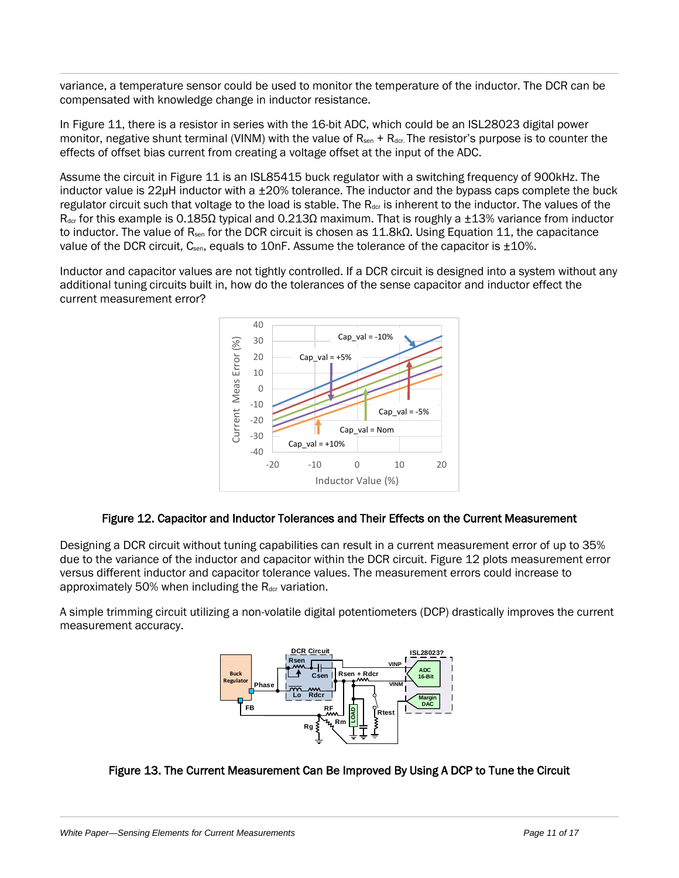variance, a temperature sensor could be used to monitor the temperature of the inductor. The DCR can be compensated with knowledge change in inductor resistance.

In Figure 11, there is a resistor in series with the 16-bit ADC, which could be an ISL28023 digital power monitor, negative shunt terminal (VINM) with the value of $R_{sen}$ + $R_{dcr}$. The resistor's purpose is to counter the effects of offset bias current from creating a voltage offset at the input of the ADC.

Assume the circuit in Figure 11 is an ISL85415 buck regulator with a switching frequency of 900kHz. The inductor value is 22µH inductor with a ±20% tolerance. The inductor and the bypass caps complete the buck regulator circuit such that voltage to the load is stable. The $R_{dcr}$ is inherent to the inductor. The values of the $R_{dcr}$ for this example is 0.185Ω typical and 0.213Ω maximum. That is roughly a ±13% variance from inductor to inductor. The value of $R_{sen}$ for the DCR circuit is chosen as 11.8kΩ. Using Equation 11, the capacitance value of the DCR circuit, $C_{sen}$, equals to 10nF. Assume the tolerance of the capacitor is ±10%.

Inductor and capacitor values are not tightly controlled. If a DCR circuit is designed into a system without any additional tuning circuits built in, how do the tolerances of the sense capacitor and inductor effect the current measurement error?

**Figure 12. Capacitor and Inductor Tolerances and Their Effects on the Current Measurement**

Designing a DCR circuit without tuning capabilities can result in a current measurement error of up to 35% due to the variance of the inductor and capacitor within the DCR circuit. Figure 12 plots measurement error versus different inductor and capacitor tolerance values. The measurement errors could increase to approximately 50% when including the $R_{dcr}$ variation.

A simple trimming circuit utilizing a non-volatile digital potentiometers (DCP) drastically improves the current measurement accuracy.

**Figure 13. The Current Measurement Can Be Improved By Using A DCP to Tune the Circuit**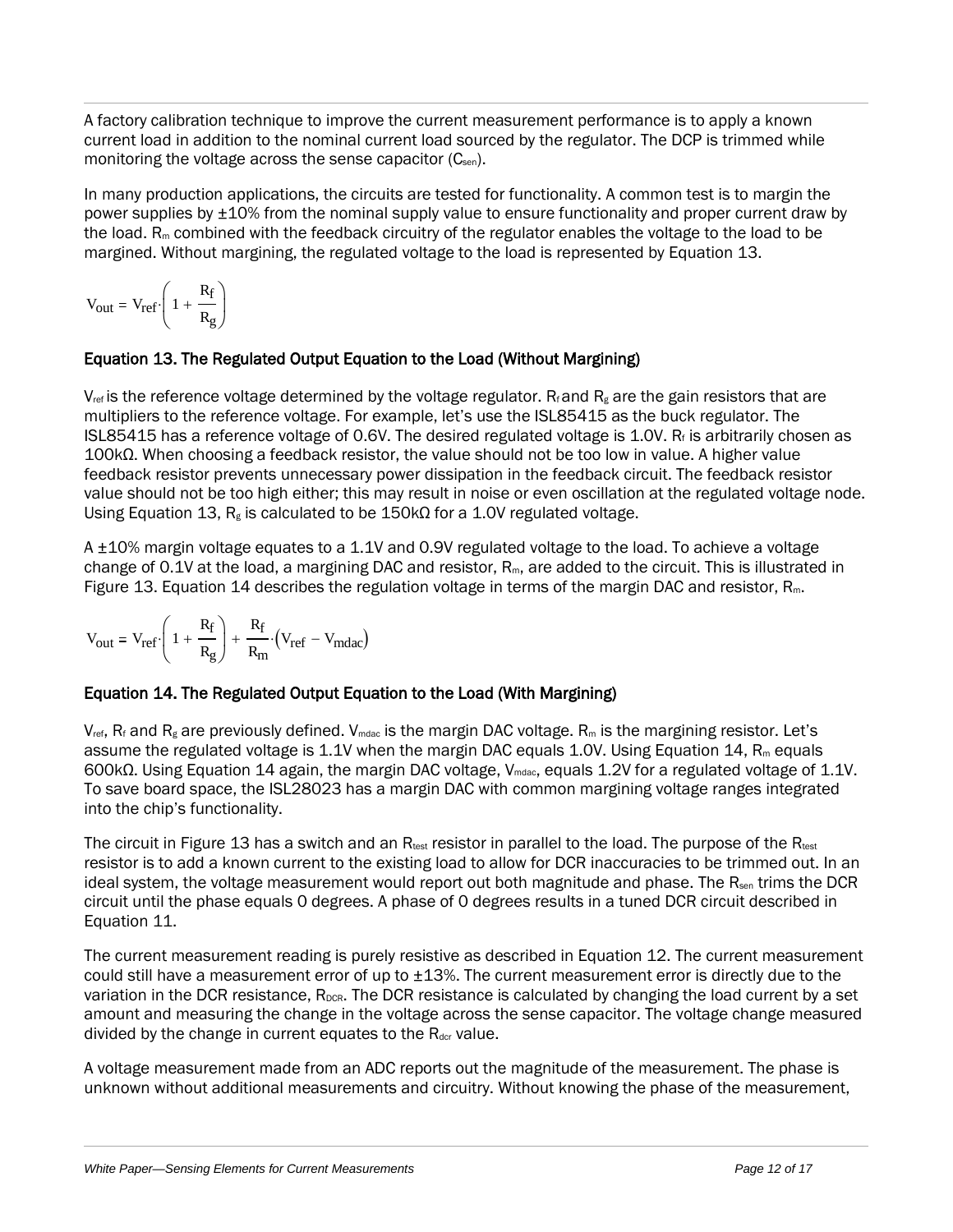A factory calibration technique to improve the current measurement performance is to apply a known current load in addition to the nominal current load sourced by the regulator. The DCP is trimmed while monitoring the voltage across the sense capacitor ($C_{sen}$).

In many production applications, the circuits are tested for functionality. A common test is to margin the power supplies by ±10% from the nominal supply value to ensure functionality and proper current draw by the load. $R_m$ combined with the feedback circuitry of the regulator enables the voltage to the load to be margined. Without margining, the regulated voltage to the load is represented by Equation 13.

$$V_{out} = V_{ref} \cdot \left(1 + \frac{R_f}{R_g}\right)$$

### Equation 13. The Regulated Output Equation to the Load (Without Margining)

$V_{ref}$ is the reference voltage determined by the voltage regulator. $R_f$ and $R_g$ are the gain resistors that are multipliers to the reference voltage. For example, let's use the ISL85415 as the buck regulator. The ISL85415 has a reference voltage of 0.6V. The desired regulated voltage is 1.0V. $R_f$ is arbitrarily chosen as 100kΩ. When choosing a feedback resistor, the value should not be too low in value. A higher value feedback resistor prevents unnecessary power dissipation in the feedback circuit. The feedback resistor value should not be too high either; this may result in noise or even oscillation at the regulated voltage node. Using Equation 13, $R_g$ is calculated to be 150kΩ for a 1.0V regulated voltage.

A ±10% margin voltage equates to a 1.1V and 0.9V regulated voltage to the load. To achieve a voltage change of 0.1V at the load, a margining DAC and resistor, $R_m$, are added to the circuit. This is illustrated in Figure 13. Equation 14 describes the regulation voltage in terms of the margin DAC and resistor, $R_m$.

$$V_{out} = V_{ref} \cdot \left(1 + \frac{R_f}{R_g}\right) + \frac{R_f}{R_m} \cdot \left(V_{ref} - V_{mdac}\right)$$

### Equation 14. The Regulated Output Equation to the Load (With Margining)

$V_{ref}$, $R_f$ and $R_g$ are previously defined. $V_{mdac}$ is the margin DAC voltage. $R_m$ is the margining resistor. Let's assume the regulated voltage is 1.1V when the margin DAC equals 1.0V. Using Equation 14, $R_m$ equals 600kΩ. Using Equation 14 again, the margin DAC voltage, $V_{mdac}$, equals 1.2V for a regulated voltage of 1.1V. To save board space, the ISL28023 has a margin DAC with common margining voltage ranges integrated into the chip's functionality.

The circuit in Figure 13 has a switch and an $R_{test}$ resistor in parallel to the load. The purpose of the $R_{test}$ resistor is to add a known current to the existing load to allow for DCR inaccuracies to be trimmed out. In an ideal system, the voltage measurement would report out both magnitude and phase. The $R_{sen}$ trims the DCR circuit until the phase equals 0 degrees. A phase of 0 degrees results in a tuned DCR circuit described in Equation 11.

The current measurement reading is purely resistive as described in Equation 12. The current measurement could still have a measurement error of up to ±13%. The current measurement error is directly due to the variation in the DCR resistance, $R_{DCR}$. The DCR resistance is calculated by changing the load current by a set amount and measuring the change in the voltage across the sense capacitor. The voltage change measured divided by the change in current equates to the $R_{dcr}$ value.

A voltage measurement made from an ADC reports out the magnitude of the measurement. The phase is unknown without additional measurements and circuitry. Without knowing the phase of the measurement,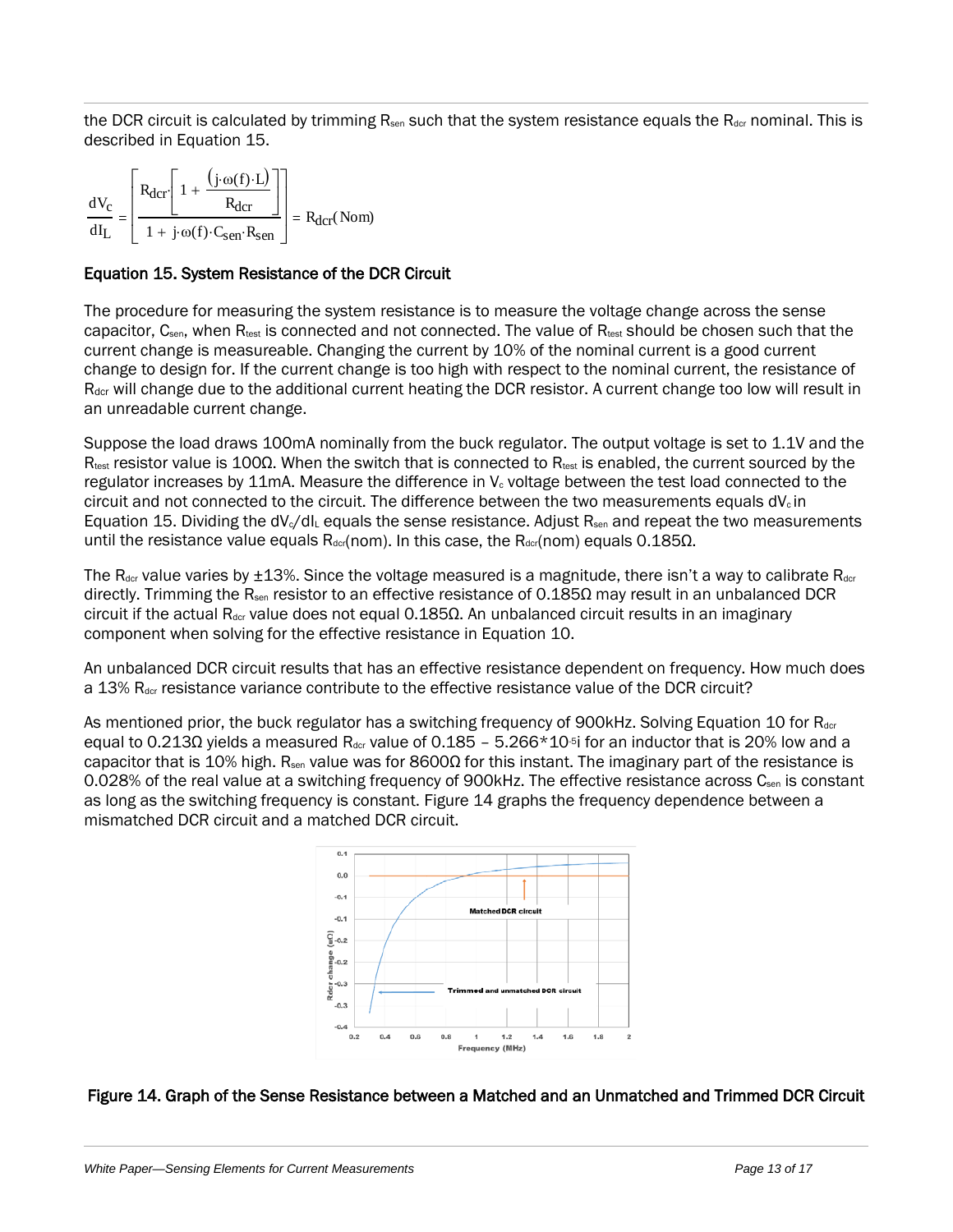the DCR circuit is calculated by trimming $R_{sen}$ such that the system resistance equals the $R_{dcr}$ nominal. This is described in Equation 15.

$$\frac{dV_c}{dI_L} = \left| \frac{R_{dcr} \cdot \left[ 1 + \frac{(j \cdot \omega(f) \cdot L)}{R_{dcr}} \right]}{1 + j \cdot \omega(f) \cdot C_{sen} \cdot R_{sen}} \right| = R_{dcr}(\text{Nom})$$

**Equation 15. System Resistance of the DCR Circuit**

The procedure for measuring the system resistance is to measure the voltage change across the sense capacitor, $C_{sen}$, when $R_{test}$ is connected and not connected. The value of $R_{test}$ should be chosen such that the current change is measureable. Changing the current by 10% of the nominal current is a good current change to design for. If the current change is too high with respect to the nominal current, the resistance of $R_{dcr}$ will change due to the additional current heating the DCR resistor. A current change too low will result in an unreadable current change.

Suppose the load draws 100mA nominally from the buck regulator. The output voltage is set to 1.1V and the $R_{test}$ resistor value is 100Ω. When the switch that is connected to $R_{test}$ is enabled, the current sourced by the regulator increases by 11mA. Measure the difference in $V_c$ voltage between the test load connected to the circuit and not connected to the circuit. The difference between the two measurements equals $dV_c$ in Equation 15. Dividing the $dV_c/dI_L$ equals the sense resistance. Adjust $R_{sen}$ and repeat the two measurements until the resistance value equals $R_{dcr}$(nom). In this case, the $R_{dcr}$(nom) equals 0.185Ω.

The $R_{dcr}$ value varies by ±13%. Since the voltage measured is a magnitude, there isn't a way to calibrate $R_{dcr}$ directly. Trimming the $R_{sen}$ resistor to an effective resistance of 0.185Ω may result in an unbalanced DCR circuit if the actual $R_{dcr}$ value does not equal 0.185Ω. An unbalanced circuit results in an imaginary component when solving for the effective resistance in Equation 10.

An unbalanced DCR circuit results that has an effective resistance dependent on frequency. How much does a 13% $R_{dcr}$ resistance variance contribute to the effective resistance value of the DCR circuit?

As mentioned prior, the buck regulator has a switching frequency of 900kHz. Solving Equation 10 for $R_{dcr}$ equal to 0.213Ω yields a measured $R_{dcr}$ value of 0.185 – $5.266 \cdot 10^{-5}$i for an inductor that is 20% low and a capacitor that is 10% high. $R_{sen}$ value was for 8600Ω for this instant. The imaginary part of the resistance is 0.028% of the real value at a switching frequency of 900kHz. The effective resistance across $C_{sen}$ is constant as long as the switching frequency is constant. Figure 14 graphs the frequency dependence between a mismatched DCR circuit and a matched DCR circuit.

**Figure 14. Graph of the Sense Resistance between a Matched and an Unmatched and Trimmed DCR Circuit**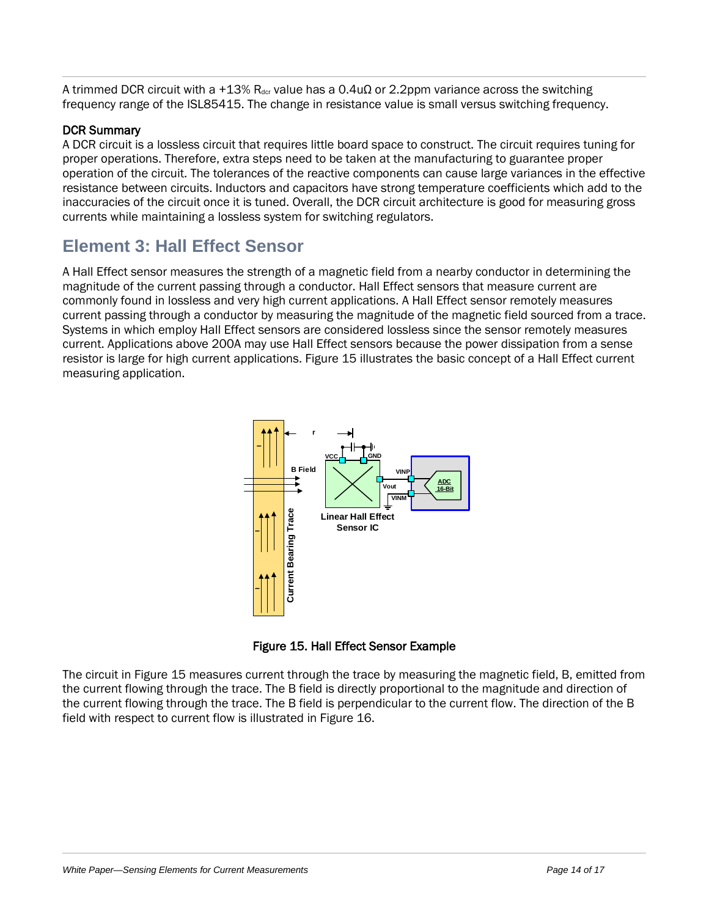A trimmed DCR circuit with a +13% $R_{dcr}$ value has a 0.4uΩ or 2.2ppm variance across the switching frequency range of the ISL85415. The change in resistance value is small versus switching frequency.

### DCR Summary

A DCR circuit is a lossless circuit that requires little board space to construct. The circuit requires tuning for proper operations. Therefore, extra steps need to be taken at the manufacturing to guarantee proper operation of the circuit. The tolerances of the reactive components can cause large variances in the effective resistance between circuits. Inductors and capacitors have strong temperature coefficients which add to the inaccuracies of the circuit once it is tuned. Overall, the DCR circuit architecture is good for measuring gross currents while maintaining a lossless system for switching regulators.

## Element 3: Hall Effect Sensor

A Hall Effect sensor measures the strength of a magnetic field from a nearby conductor in determining the magnitude of the current passing through a conductor. Hall Effect sensors that measure current are commonly found in lossless and very high current applications. A Hall Effect sensor remotely measures current passing through a conductor by measuring the magnitude of the magnetic field sourced from a trace. Systems in which employ Hall Effect sensors are considered lossless since the sensor remotely measures current. Applications above 200A may use Hall Effect sensors because the power dissipation from a sense resistor is large for high current applications. Figure 15 illustrates the basic concept of a Hall Effect current measuring application.

Figure 15. Hall Effect Sensor Example

The circuit in Figure 15 measures current through the trace by measuring the magnetic field, B, emitted from the current flowing through the trace. The B field is directly proportional to the magnitude and direction of the current flowing through the trace. The B field is perpendicular to the current flow. The direction of the B field with respect to current flow is illustrated in Figure 16.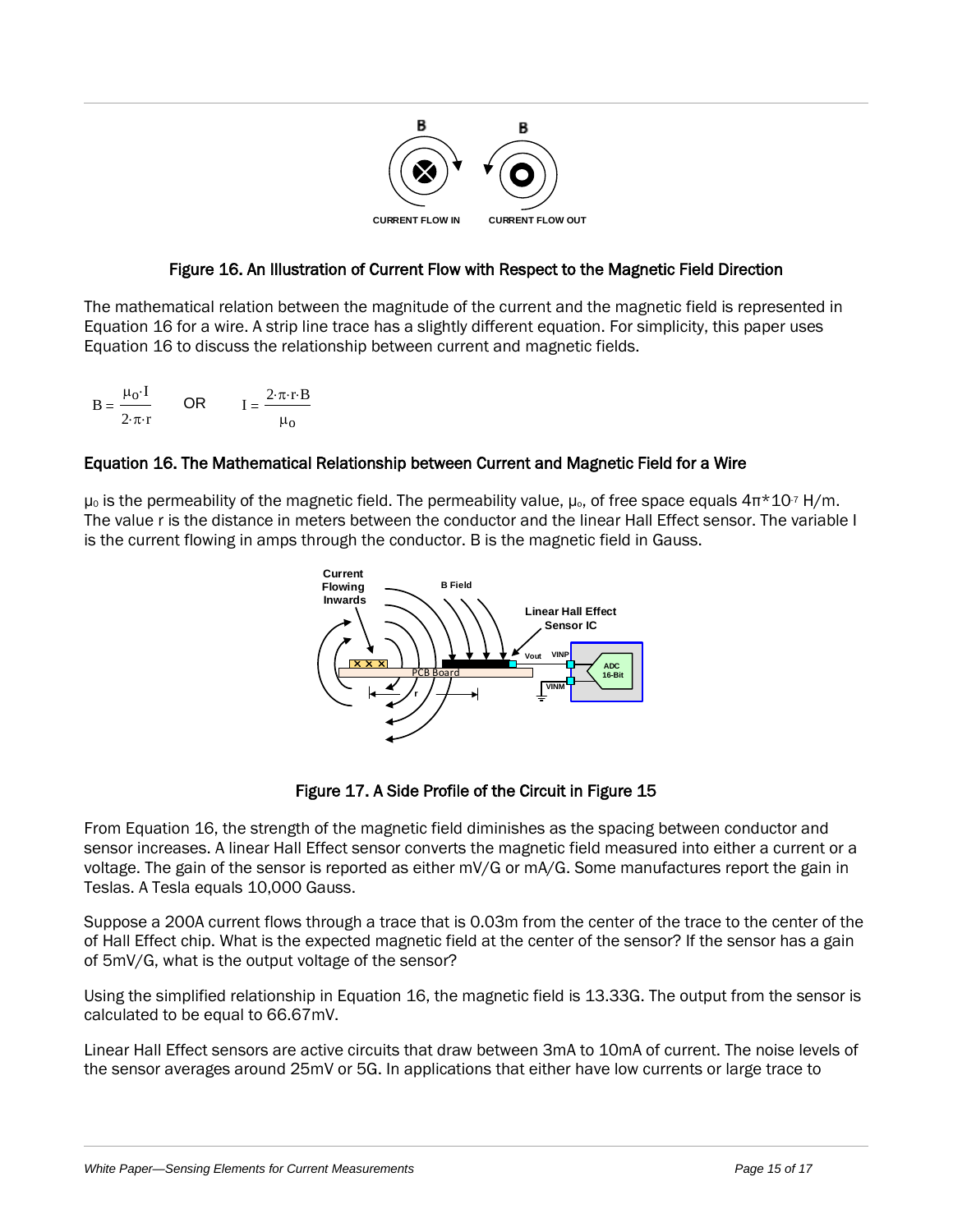Figure 16. An Illustration of Current Flow with Respect to the Magnetic Field Direction

The mathematical relation between the magnitude of the current and the magnetic field is represented in Equation 16 for a wire. A strip line trace has a slightly different equation. For simplicity, this paper uses Equation 16 to discuss the relationship between current and magnetic fields.

$$B = \frac{\mu_0 \cdot I}{2 \cdot \pi \cdot r} \quad \text{OR} \quad I = \frac{2 \cdot \pi \cdot r \cdot B}{\mu_0}$$

**Equation 16. The Mathematical Relationship between Current and Magnetic Field for a Wire**

$\mu_0$ is the permeability of the magnetic field. The permeability value, $\mu_o$, of free space equals $4\pi * 10^{-7}$ H/m. The value r is the distance in meters between the conductor and the linear Hall Effect sensor. The variable I is the current flowing in amps through the conductor. B is the magnetic field in Gauss.

Figure 17. A Side Profile of the Circuit in Figure 15

From Equation 16, the strength of the magnetic field diminishes as the spacing between conductor and sensor increases. A linear Hall Effect sensor converts the magnetic field measured into either a current or a voltage. The gain of the sensor is reported as either mV/G or mA/G. Some manufactures report the gain in Teslas. A Tesla equals 10,000 Gauss.

Suppose a 200A current flows through a trace that is 0.03m from the center of the trace to the center of the of Hall Effect chip. What is the expected magnetic field at the center of the sensor? If the sensor has a gain of 5mV/G, what is the output voltage of the sensor?

Using the simplified relationship in Equation 16, the magnetic field is 13.33G. The output from the sensor is calculated to be equal to 66.67mV.

Linear Hall Effect sensors are active circuits that draw between 3mA to 10mA of current. The noise levels of the sensor averages around 25mV or 5G. In applications that either have low currents or large trace to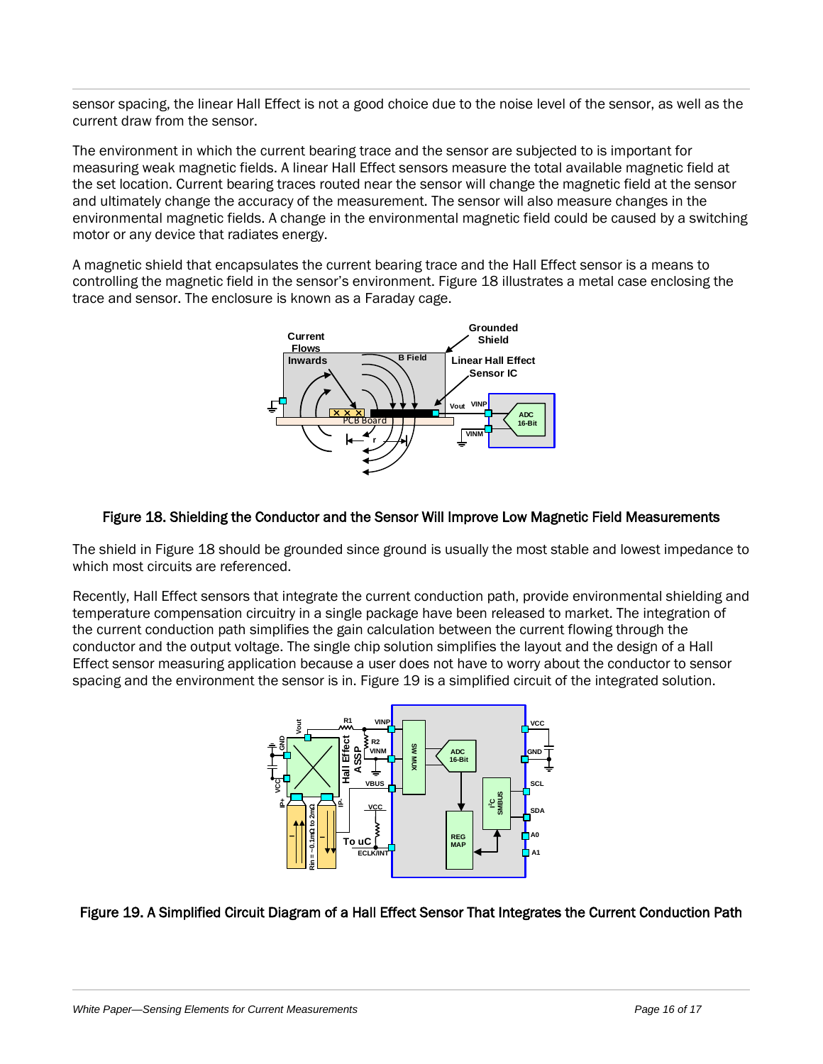sensor spacing, the linear Hall Effect is not a good choice due to the noise level of the sensor, as well as the current draw from the sensor.

The environment in which the current bearing trace and the sensor are subjected to is important for measuring weak magnetic fields. A linear Hall Effect sensors measure the total available magnetic field at the set location. Current bearing traces routed near the sensor will change the magnetic field at the sensor and ultimately change the accuracy of the measurement. The sensor will also measure changes in the environmental magnetic fields. A change in the environmental magnetic field could be caused by a switching motor or any device that radiates energy.

A magnetic shield that encapsulates the current bearing trace and the Hall Effect sensor is a means to controlling the magnetic field in the sensor's environment. Figure 18 illustrates a metal case enclosing the trace and sensor. The enclosure is known as a Faraday cage.

Figure 18. Shielding the Conductor and the Sensor Will Improve Low Magnetic Field Measurements

The shield in Figure 18 should be grounded since ground is usually the most stable and lowest impedance to which most circuits are referenced.

Recently, Hall Effect sensors that integrate the current conduction path, provide environmental shielding and temperature compensation circuitry in a single package have been released to market. The integration of the current conduction path simplifies the gain calculation between the current flowing through the conductor and the output voltage. The single chip solution simplifies the layout and the design of a Hall Effect sensor measuring application because a user does not have to worry about the conductor to sensor spacing and the environment the sensor is in. Figure 19 is a simplified circuit of the integrated solution.

Figure 19. A Simplified Circuit Diagram of a Hall Effect Sensor That Integrates the Current Conduction Path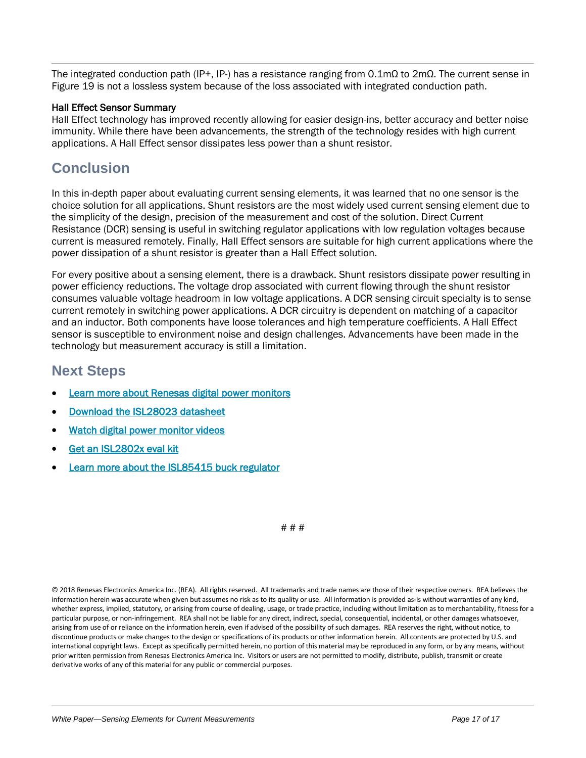The integrated conduction path (IP+, IP-) has a resistance ranging from 0.1mΩ to 2mΩ. The current sense in Figure 19 is not a lossless system because of the loss associated with integrated conduction path.

**Hall Effect Sensor Summary**

Hall Effect technology has improved recently allowing for easier design-ins, better accuracy and better noise immunity. While there have been advancements, the strength of the technology resides with high current applications. A Hall Effect sensor dissipates less power than a shunt resistor.

## Conclusion

In this in-depth paper about evaluating current sensing elements, it was learned that no one sensor is the choice solution for all applications. Shunt resistors are the most widely used current sensing element due to the simplicity of the design, precision of the measurement and cost of the solution. Direct Current Resistance (DCR) sensing is useful in switching regulator applications with low regulation voltages because current is measured remotely. Finally, Hall Effect sensors are suitable for high current applications where the power dissipation of a shunt resistor is greater than a Hall Effect solution.

For every positive about a sensing element, there is a drawback. Shunt resistors dissipate power resulting in power efficiency reductions. The voltage drop associated with current flowing through the shunt resistor consumes valuable voltage headroom in low voltage applications. A DCR sensing circuit specialty is to sense current remotely in switching power applications. A DCR circuitry is dependent on matching of a capacitor and an inductor. Both components have loose tolerances and high temperature coefficients. A Hall Effect sensor is susceptible to environment noise and design challenges. Advancements have been made in the technology but measurement accuracy is still a limitation.

## Next Steps

- Learn more about Renesas digital power monitors
- Download the ISL28023 datasheet
- Watch digital power monitor videos
- Get an ISL2802x eval kit
- Learn more about the ISL85415 buck regulator

# # #

© 2018 Renesas Electronics America Inc. (REA). All rights reserved. All trademarks and trade names are those of their respective owners. REA believes the information herein was accurate when given but assumes no risk as to its quality or use. All information is provided as-is without warranties of any kind, whether express, implied, statutory, or arising from course of dealing, usage, or trade practice, including without limitation as to merchantability, fitness for a particular purpose, or non-infringement. REA shall not be liable for any direct, indirect, special, consequential, incidental, or other damages whatsoever, arising from use of or reliance on the information herein, even if advised of the possibility of such damages. REA reserves the right, without notice, to discontinue products or make changes to the design or specifications of its products or other information herein. All contents are protected by U.S. and international copyright laws. Except as specifically permitted herein, no portion of this material may be reproduced in any form, or by any means, without prior written permission from Renesas Electronics America Inc. Visitors or users are not permitted to modify, distribute, publish, transmit or create derivative works of any of this material for any public or commercial purposes.